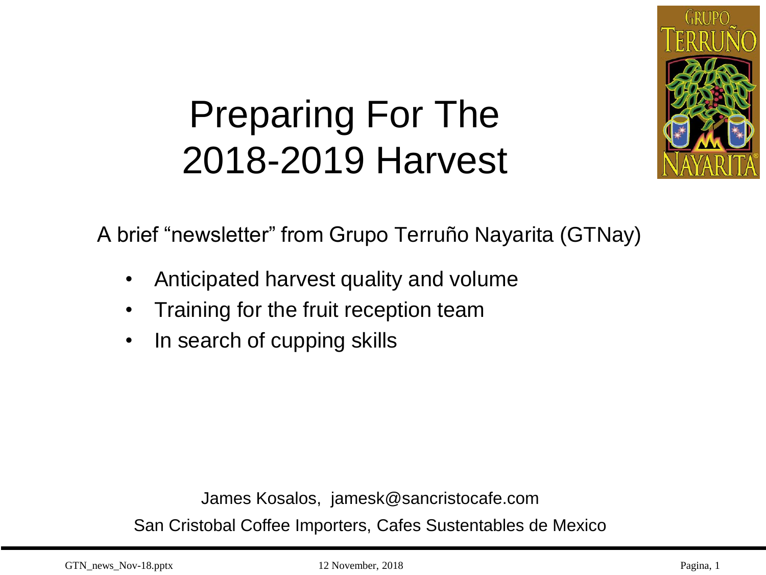# Preparing For The 2018-2019 Harvest

A brief "newsletter" from Grupo Terruño Nayarita (GTNay)

- Anticipated harvest quality and volume
- Training for the fruit reception team
- In search of cupping skills

James Kosalos, jamesk@sancristocafe.com

San Cristobal Coffee Importers, Cafes Sustentables de Mexico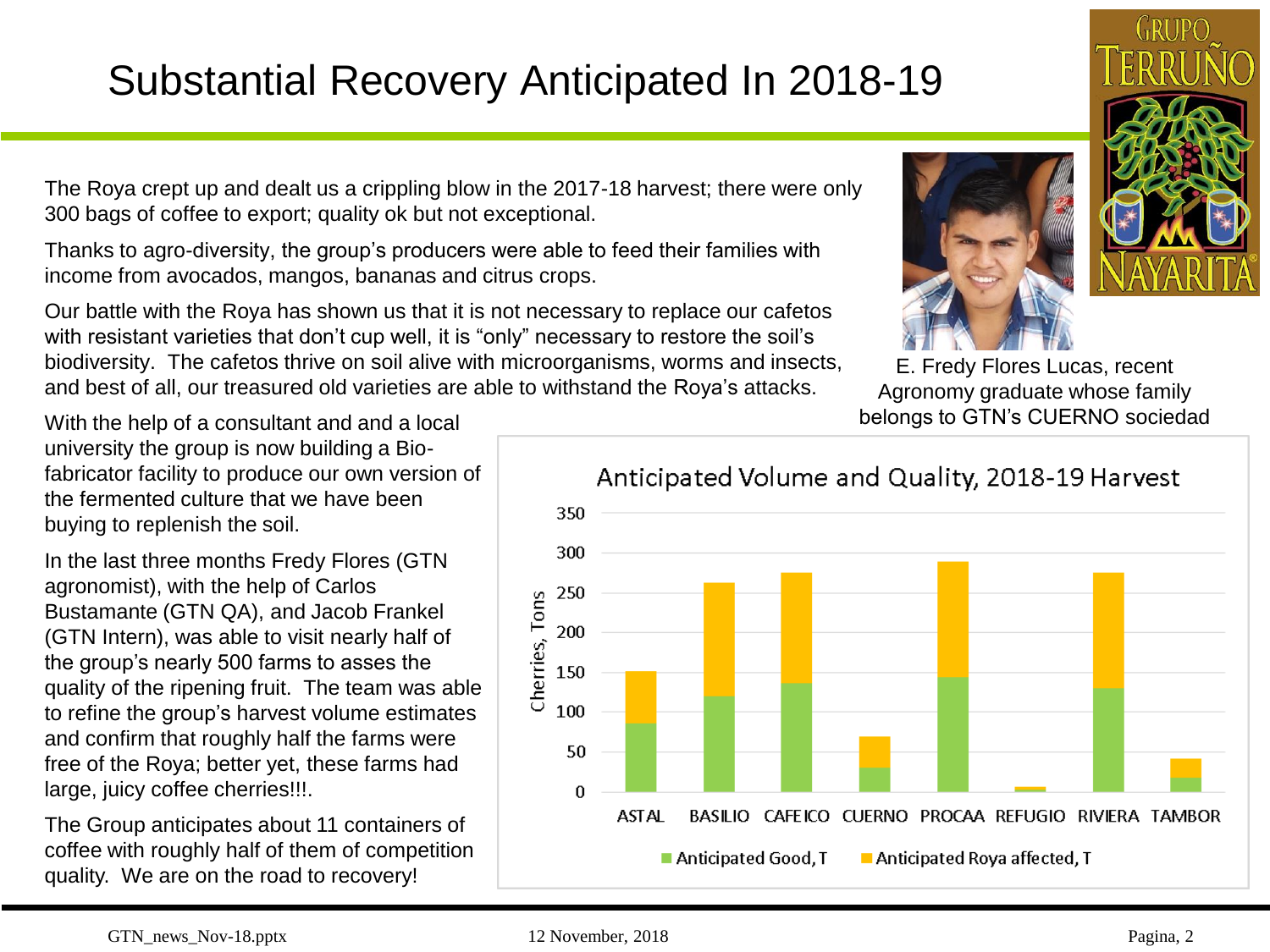# Substantial Recovery Anticipated In 2018-19

The Roya crept up and dealt us a crippling blow in the 2017-18 harvest; there were only 300 bags of coffee to export; quality ok but not exceptional.

Thanks to agro-diversity, the group's producers were able to feed their families with income from avocados, mangos, bananas and citrus crops.

Our battle with the Roya has shown us that it is not necessary to replace our cafetos with resistant varieties that don't cup well, it is "only" necessary to restore the soil's biodiversity. The cafetos thrive on soil alive with microorganisms, worms and insects, and best of all, our treasured old varieties are able to withstand the Roya's attacks.

E. Fredy Flores Lucas, recent Agronomy graduate whose family belongs to GTN's CUERNO sociedad

With the help of a consultant and and a local university the group is now building a Bio-fabricator facility to produce our own version of the fermented culture that we have been buying to replenish the soil.

In the last three months Fredy Flores (GTN agronomist), with the help of Carlos Bustamante (GTN QA), and Jacob Frankel (GTN Intern), was able to visit nearly half of the group's nearly 500 farms to asses the quality of the ripening fruit. The team was able to refine the group's harvest volume estimates and confirm that roughly half the farms were free of the Roya; better yet, these farms had large, juicy coffee cherries!!!.

The Group anticipates about 11 containers of coffee with roughly half of them of competition quality. We are on the road to recovery!

**Anticipated Volume and Quality, 2018-19 Harvest**

| Sociedad | Anticipated Good, T | Anticipated Roya affected, T |
|---|---|---|
| ASTAL | ~85 | ~67 |
| BASILIO | ~120 | ~143 |
| CAFEICO | ~137 | ~138 |
| CUERNO | ~30 | ~40 |
| PROCAA | ~145 | ~145 |
| REFUGIO | ~3 | ~4 |
| RIVIERA | ~130 | ~145 |
| TAMBOR | ~18 | ~23 |

(Y-axis: Cherries, Tons)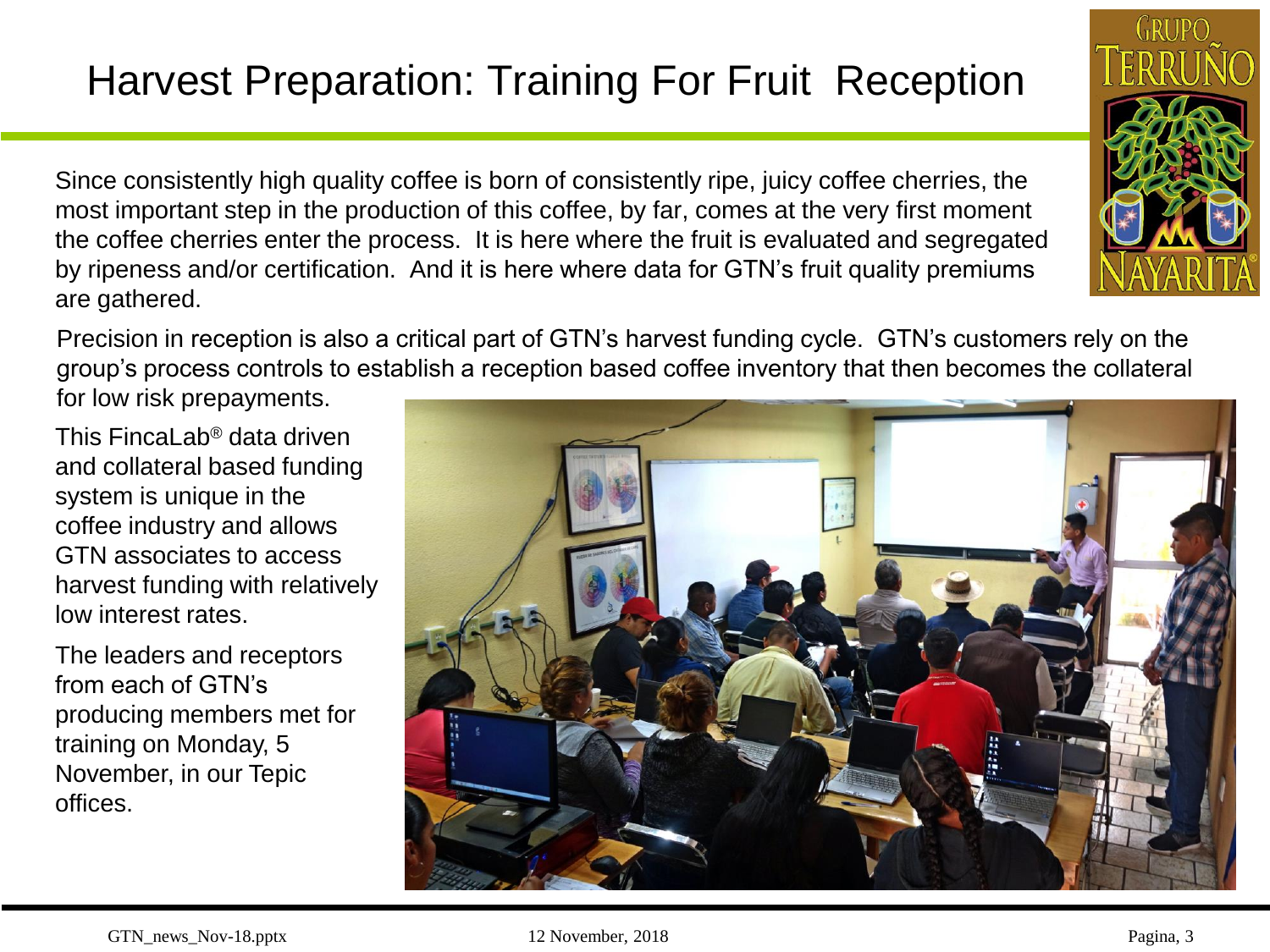# Harvest Preparation: Training For Fruit Reception

Since consistently high quality coffee is born of consistently ripe, juicy coffee cherries, the most important step in the production of this coffee, by far, comes at the very first moment the coffee cherries enter the process. It is here where the fruit is evaluated and segregated by ripeness and/or certification. And it is here where data for GTN's fruit quality premiums are gathered.

Precision in reception is also a critical part of GTN's harvest funding cycle. GTN's customers rely on the group's process controls to establish a reception based coffee inventory that then becomes the collateral for low risk prepayments.

This FincaLab® data driven and collateral based funding system is unique in the coffee industry and allows GTN associates to access harvest funding with relatively low interest rates.

The leaders and receptors from each of GTN's producing members met for training on Monday, 5 November, in our Tepic offices.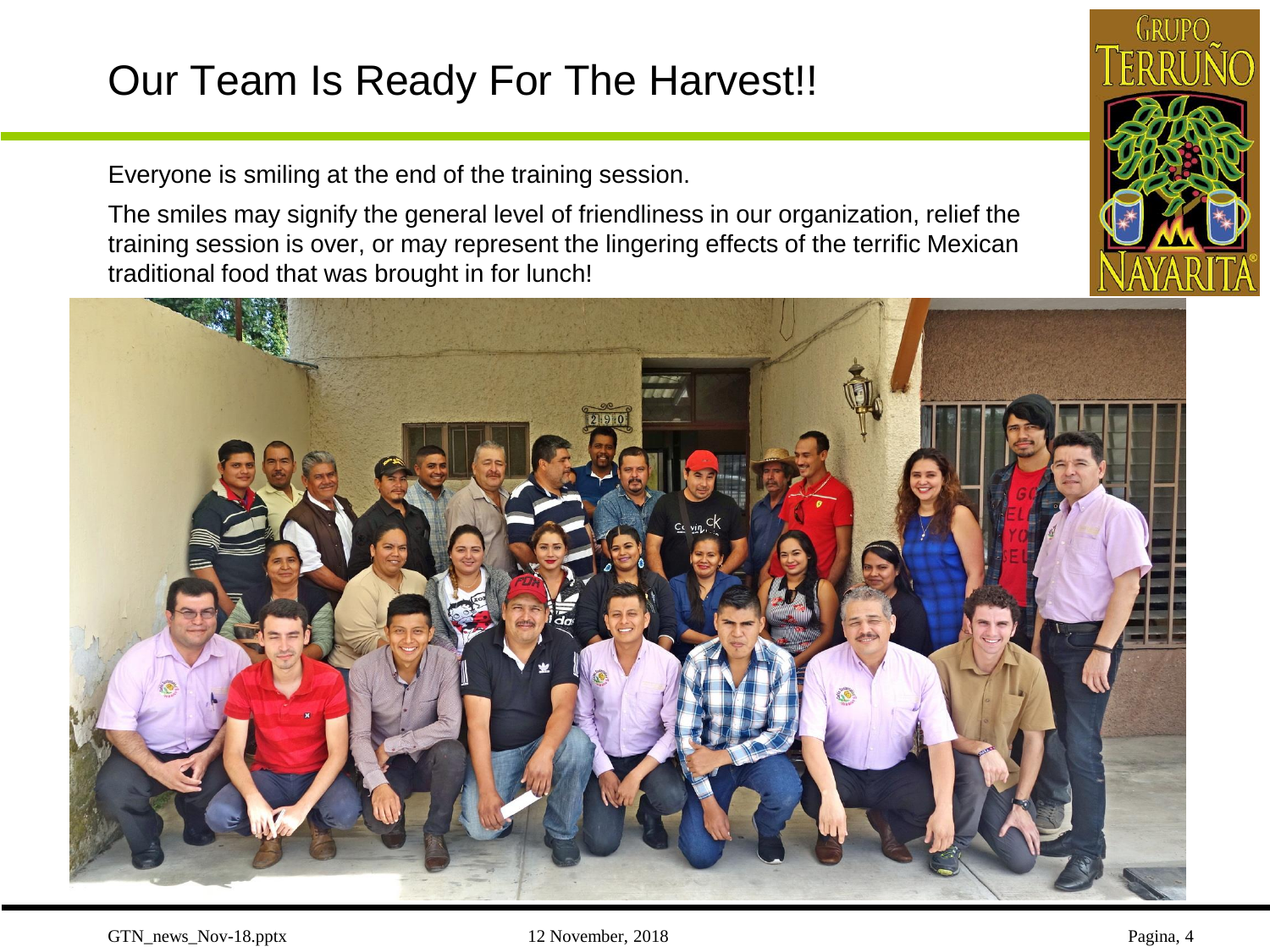# Our Team Is Ready For The Harvest!!

Everyone is smiling at the end of the training session.

The smiles may signify the general level of friendliness in our organization, relief the training session is over, or may represent the lingering effects of the terrific Mexican traditional food that was brought in for lunch!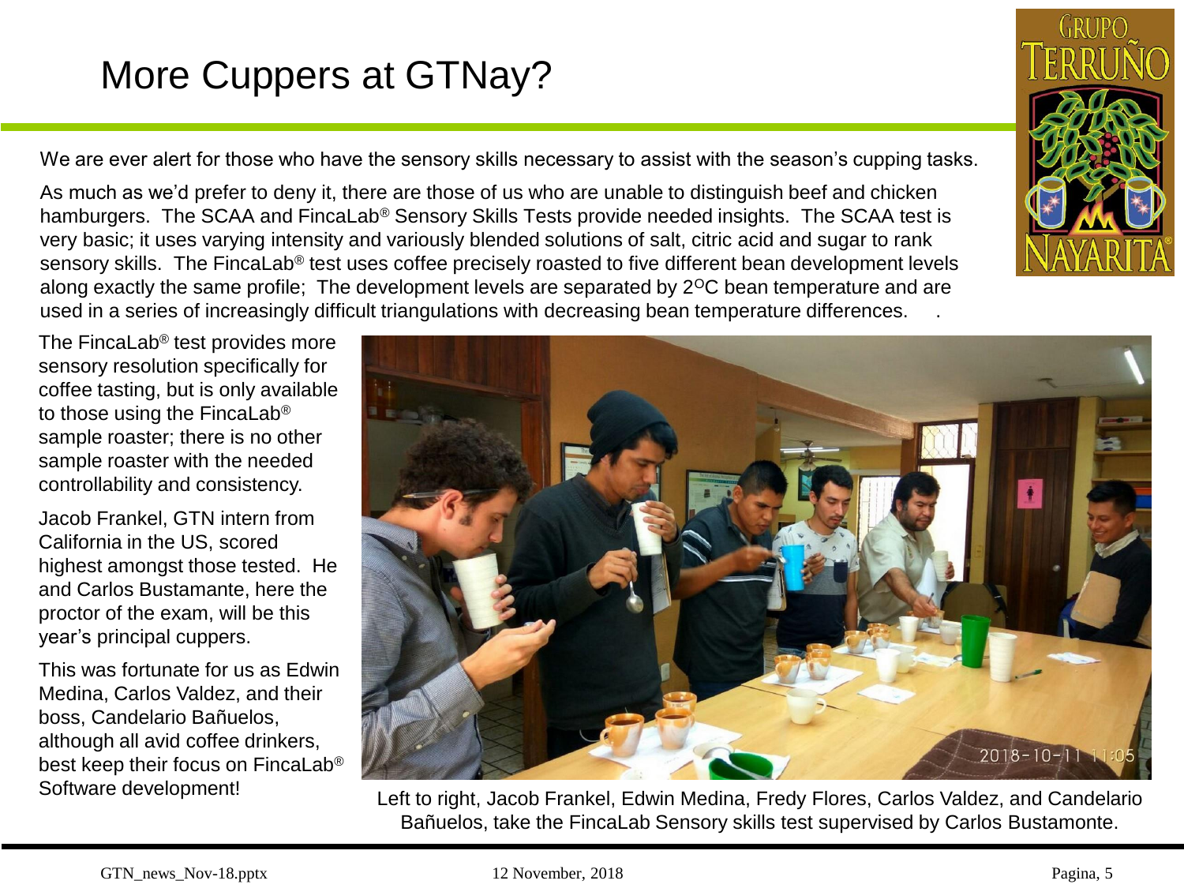# More Cuppers at GTNay?

We are ever alert for those who have the sensory skills necessary to assist with the season's cupping tasks.

As much as we'd prefer to deny it, there are those of us who are unable to distinguish beef and chicken hamburgers. The SCAA and FincaLab® Sensory Skills Tests provide needed insights. The SCAA test is very basic; it uses varying intensity and variously blended solutions of salt, citric acid and sugar to rank sensory skills. The FincaLab® test uses coffee precisely roasted to five different bean development levels along exactly the same profile; The development levels are separated by 2$^{O}$C bean temperature and are used in a series of increasingly difficult triangulations with decreasing bean temperature differences.

The FincaLab® test provides more sensory resolution specifically for coffee tasting, but is only available to those using the FincaLab® sample roaster; there is no other sample roaster with the needed controllability and consistency.

Jacob Frankel, GTN intern from California in the US, scored highest amongst those tested. He and Carlos Bustamante, here the proctor of the exam, will be this year's principal cuppers.

This was fortunate for us as Edwin Medina, Carlos Valdez, and their boss, Candelario Bañuelos, although all avid coffee drinkers, best keep their focus on FincaLab® Software development!

Left to right, Jacob Frankel, Edwin Medina, Fredy Flores, Carlos Valdez, and Candelario Bañuelos, take the FincaLab Sensory skills test supervised by Carlos Bustamonte.